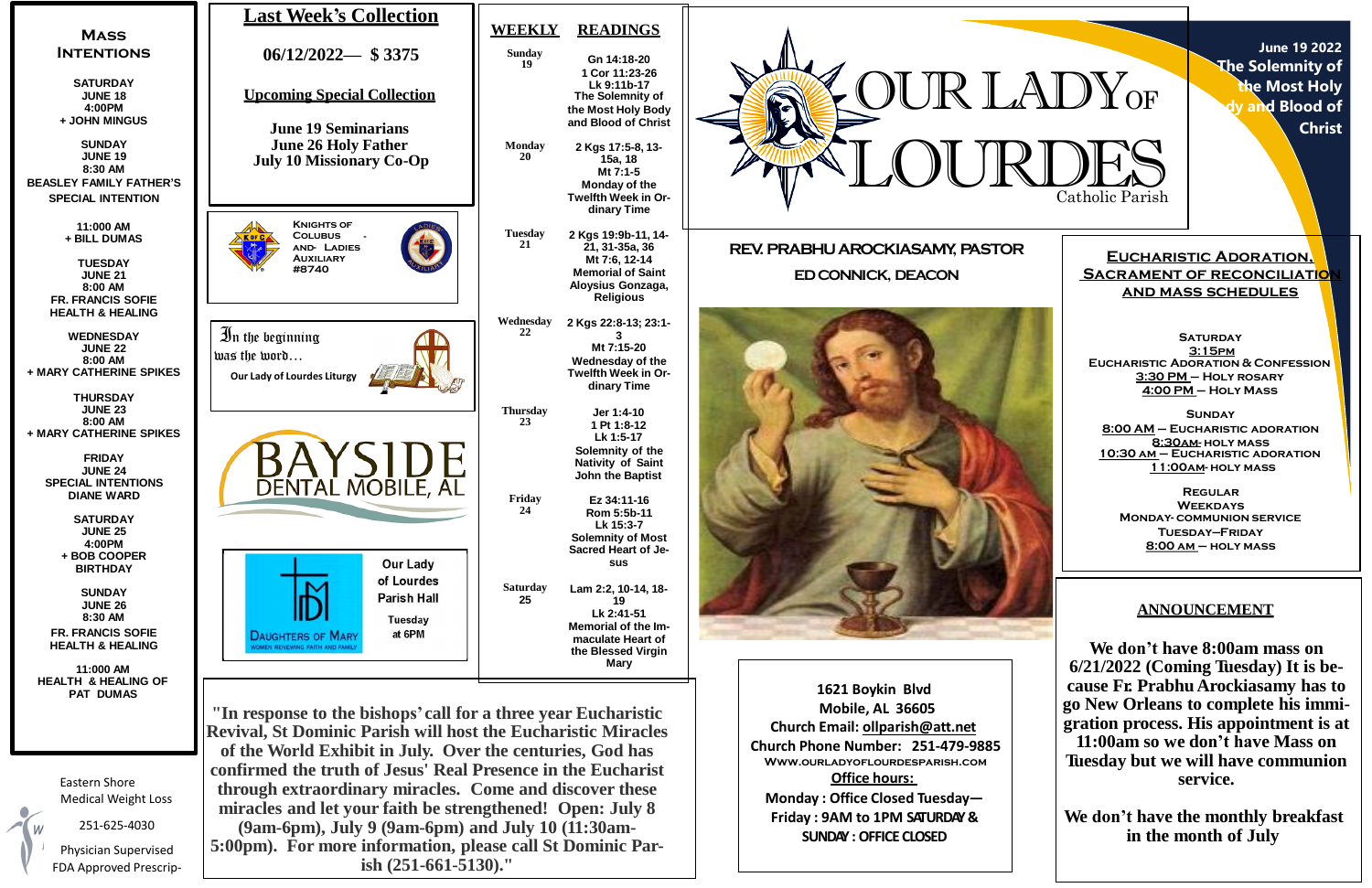# OUR LADY OF LOURDES

Catholic Parish

June 19 2022
The Solemnity of the Most Holy Body and Blood of Christ

**REV. PRABHU AROCKIASAMY, PASTOR**

**ED CONNICK, DEACON**

## Mass Intentions

**SATURDAY**
**JUNE 18**
**4:00PM**
**+ JOHN MINGUS**

**SUNDAY**
**JUNE 19**
**8:30 AM**
**BEASLEY FAMILY FATHER'S SPECIAL INTENTION**

**11:000 AM**
**+ BILL DUMAS**

**TUESDAY**
**JUNE 21**
**8:00 AM**
**FR. FRANCIS SOFIE HEALTH & HEALING**

**WEDNESDAY**
**JUNE 22**
**8:00 AM**
**+ MARY CATHERINE SPIKES**

**THURSDAY**
**JUNE 23**
**8:00 AM**
**+ MARY CATHERINE SPIKES**

**FRIDAY**
**JUNE 24**
**SPECIAL INTENTIONS DIANE WARD**

**SATURDAY**
**JUNE 25**
**4:00PM**
**+ BOB COOPER BIRTHDAY**

**SUNDAY**
**JUNE 26**
**8:30 AM**
**FR. FRANCIS SOFIE HEALTH & HEALING**

**11:000 AM**
**HEALTH & HEALING OF PAT DUMAS**

Eastern Shore Medical Weight Loss
251-625-4030
Physician Supervised
FDA Approved Prescrip-

## Last Week's Collection

**06/12/2022— $ 3375**

**Upcoming Special Collection**

**June 19 Seminarians**
**June 26 Holy Father**
**July 10 Missionary Co-Op**

**Knights of Colubus - and- Ladies Auxiliary #8740**

In the beginning was the word…
**Our Lady of Lourdes Liturgy**

BAYSIDE DENTAL MOBILE, AL

DAUGHTERS OF MARY
WOMEN RENEWING FAITH AND FAMILY

**Our Lady of Lourdes Parish Hall**
**Tuesday at 6PM**

## WEEKLY READINGS

| WEEKLY | READINGS |
|---|---|
| **Sunday 19** | **Gn 14:18-20<br>1 Cor 11:23-26<br>Lk 9:11b-17<br>The Solemnity of the Most Holy Body and Blood of Christ** |
| **Monday 20** | **2 Kgs 17:5-8, 13-15a, 18<br>Mt 7:1-5<br>Monday of the Twelfth Week in Ordinary Time** |
| **Tuesday 21** | **2 Kgs 19:9b-11, 14-21, 31-35a, 36<br>Mt 7:6, 12-14<br>Memorial of Saint Aloysius Gonzaga, Religious** |
| **Wednesday 22** | **2 Kgs 22:8-13; 23:1-3<br>Mt 7:15-20<br>Wednesday of the Twelfth Week in Ordinary Time** |
| **Thursday 23** | **Jer 1:4-10<br>1 Pt 1:8-12<br>Lk 1:5-17<br>Solemnity of the Nativity of Saint John the Baptist** |
| **Friday 24** | **Ez 34:11-16<br>Rom 5:5b-11<br>Lk 15:3-7<br>Solemnity of Most Sacred Heart of Jesus** |
| **Saturday 25** | **Lam 2:2, 10-14, 18-19<br>Lk 2:41-51<br>Memorial of the Immaculate Heart of the Blessed Virgin Mary** |

**"In response to the bishops' call for a three year Eucharistic Revival, St Dominic Parish will host the Eucharistic Miracles of the World Exhibit in July. Over the centuries, God has confirmed the truth of Jesus' Real Presence in the Eucharist through extraordinary miracles. Come and discover these miracles and let your faith be strengthened! Open: July 8 (9am-6pm), July 9 (9am-6pm) and July 10 (11:30am-5:00pm). For more information, please call St Dominic Parish (251-661-5130)."**

**1621 Boykin Blvd**
**Mobile, AL 36605**
**Church Email: ollparish@att.net**
**Church Phone Number: 251-479-9885**
**Www.ourladyoflourdesparish.com**
**Office hours:**
**Monday : Office Closed Tuesday—Friday : 9AM to 1PM SATURDAY & SUNDAY : OFFICE CLOSED**

## Eucharistic Adoration, Sacrament of Reconciliation and Mass Schedules

**Saturday**
**3:15pm**
**Eucharistic Adoration & Confession**
**3:30 PM – Holy Rosary**
**4:00 PM – Holy Mass**

**Sunday**
**8:00 AM – Eucharistic Adoration**
**8:30AM- holy mass**
**10:30 AM – Eucharistic Adoration**
**11:00AM- holy mass**

**Regular Weekdays**
**Monday- communion service**
**Tuesday–Friday**
**8:00 AM – holy mass**

## ANNOUNCEMENT

**We don't have 8:00am mass on 6/21/2022 (Coming Tuesday) It is because Fr. Prabhu Arockiasamy has to go New Orleans to complete his immigration process. His appointment is at 11:00am so we don't have Mass on Tuesday but we will have communion service.**

**We don't have the monthly breakfast in the month of July**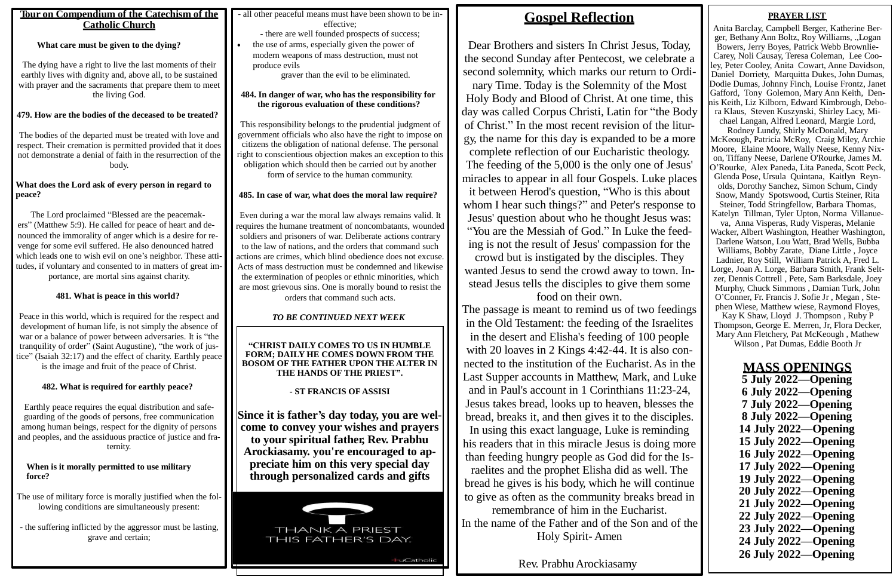## Tour on Compendium of the Catechism of the Catholic Church

**What care must be given to the dying?**

The dying have a right to live the last moments of their earthly lives with dignity and, above all, to be sustained with prayer and the sacraments that prepare them to meet the living God.

**479. How are the bodies of the deceased to be treated?**

The bodies of the departed must be treated with love and respect. Their cremation is permitted provided that it does not demonstrate a denial of faith in the resurrection of the body.

**What does the Lord ask of every person in regard to peace?**

The Lord proclaimed "Blessed are the peacemakers" (Matthew 5:9). He called for peace of heart and denounced the immorality of anger which is a desire for revenge for some evil suffered. He also denounced hatred which leads one to wish evil on one's neighbor. These attitudes, if voluntary and consented to in matters of great importance, are mortal sins against charity.

**481. What is peace in this world?**

Peace in this world, which is required for the respect and development of human life, is not simply the absence of war or a balance of power between adversaries. It is "the tranquility of order" (Saint Augustine), "the work of justice" (Isaiah 32:17) and the effect of charity. Earthly peace is the image and fruit of the peace of Christ.

**482. What is required for earthly peace?**

Earthly peace requires the equal distribution and safeguarding of the goods of persons, free communication among human beings, respect for the dignity of persons and peoples, and the assiduous practice of justice and fraternity.

**When is it morally permitted to use military force?**

The use of military force is morally justified when the following conditions are simultaneously present:

- the suffering inflicted by the aggressor must be lasting, grave and certain;
- all other peaceful means must have been shown to be ineffective;
- there are well founded prospects of success;
- the use of arms, especially given the power of modern weapons of mass destruction, must not produce evils graver than the evil to be eliminated.

**484. In danger of war, who has the responsibility for the rigorous evaluation of these conditions?**

This responsibility belongs to the prudential judgment of government officials who also have the right to impose on citizens the obligation of national defense. The personal right to conscientious objection makes an exception to this obligation which should then be carried out by another form of service to the human community.

**485. In case of war, what does the moral law require?**

Even during a war the moral law always remains valid. It requires the humane treatment of noncombatants, wounded soldiers and prisoners of war. Deliberate actions contrary to the law of nations, and the orders that command such actions are crimes, which blind obedience does not excuse. Acts of mass destruction must be condemned and likewise the extermination of peoples or ethnic minorities, which are most grievous sins. One is morally bound to resist the orders that command such acts.

***TO BE CONTINUED NEXT WEEK***

**"CHRIST DAILY COMES TO US IN HUMBLE FORM; DAILY HE COMES DOWN FROM THE BOSOM OF THE FATHER UPON THE ALTER IN THE HANDS OF THE PRIEST".**

**- ST FRANCIS OF ASSISI**

**Since it is father's day today, you are welcome to convey your wishes and prayers to your spiritual father, Rev. Prabhu Arockiasamy. you're encouraged to appreciate him on this very special day through personalized cards and gifts**

THANK A PRIEST THIS FATHER'S DAY.

## Gospel Reflection

Dear Brothers and sisters In Christ Jesus, Today, the second Sunday after Pentecost, we celebrate a second solemnity, which marks our return to Ordinary Time. Today is the Solemnity of the Most Holy Body and Blood of Christ. At one time, this day was called Corpus Christi, Latin for "the Body of Christ." In the most recent revision of the liturgy, the name for this day is expanded to be a more complete reflection of our Eucharistic theology. The feeding of the 5,000 is the only one of Jesus' miracles to appear in all four Gospels. Luke places it between Herod's question, "Who is this about whom I hear such things?" and Peter's response to Jesus' question about who he thought Jesus was: "You are the Messiah of God." In Luke the feeding is not the result of Jesus' compassion for the crowd but is instigated by the disciples. They wanted Jesus to send the crowd away to town. Instead Jesus tells the disciples to give them some food on their own.

The passage is meant to remind us of two feedings in the Old Testament: the feeding of the Israelites in the desert and Elisha's feeding of 100 people with 20 loaves in 2 Kings 4:42-44. It is also connected to the institution of the Eucharist. As in the Last Supper accounts in Matthew, Mark, and Luke and in Paul's account in 1 Corinthians 11:23-24, Jesus takes bread, looks up to heaven, blesses the bread, breaks it, and then gives it to the disciples. In using this exact language, Luke is reminding his readers that in this miracle Jesus is doing more than feeding hungry people as God did for the Israelites and the prophet Elisha did as well. The bread he gives is his body, which he will continue to give as often as the community breaks bread in remembrance of him in the Eucharist.

In the name of the Father and of the Son and of the Holy Spirit- Amen

Rev. Prabhu Arockiasamy

## PRAYER LIST

Anita Barclay, Campbell Berger, Katherine Berger, Bethany Ann Boltz, Roy Williams, .,Logan Bowers, Jerry Boyes, Patrick Shawn Brownlie-Carey, Noli Causay, Teresa Coleman, Lee Cooley, Peter Cooley, Anita Cowart, Anne Davidson, Daniel Dorriety, Marquitta Dukes, John Dumas, Dodie Dumas, Johnny Finch, Louise Frontz, Janet Gafford, Tony Golemon, Mary Ann Keith, Dennis Keith, Liz Kilborn, Edward Kimbrough, Debora Klaus, Steven Kuszynski, Shirley Lacy, Michael Langan, Alfred Leonard, Margie Lord, Rodney Lundy, Shirly McDonald, Mary McKeough, Patricia McRoy, Craig Miley, Archie Moore, Elaine Moore, Wally Neese, Kenny Nixon, Tiffany Neese, Darlene O'Rourke, James M. O'Rourke, Alex Paneda, Lita Paneda, Scott Peck, Glenda Pose, Ursula Quintana, Kaitlyn Reynolds, Dorothy Sanchez, Simon Schum, Cindy Snow, Mandy Spotswood, Curtis Steiner, Rita Steiner, Todd Stringfellow, Barbara Thomas, Katelyn Tillman, Tyler Upton, Norma Villanueva, Anna Visperas, Rudy Visperas, Melanie Wacker, Albert Washington, Heather Washington, Darlene Watson, Lou Watt, Brad Wells, Bubba Williams, Bobby Zarate, Diane Little , Joyce Ladnier, Roy Still, William Patrick A, Fred L. Lorge, Joan A. Lorge, Barbara Smith, Frank Seltzer, Dennis Cottrell , Pete, Sam Barksdale, Joey Murphy, Chuck Simmons , Damian Turk, John O'Conner, Fr. Francis J. Sofie Jr , Megan , Stephen Wiese, Matthew wiese, Raymond Floyes, Kay K Shaw, Lloyd J. Thompson , Ruby P Thompson, George E. Merren, Jr, Flora Decker, Mary Ann Fletchery, Pat McKeough , Mathew Wilson , Pat Dumas, Eddie Booth Jr

## MASS OPENINGS

**5 July 2022—Opening**
**6 July 2022—Opening**
**7 July 2022—Opening**
**8 July 2022—Opening**
**14 July 2022—Opening**
**15 July 2022—Opening**
**16 July 2022—Opening**
**17 July 2022—Opening**
**19 July 2022—Opening**
**20 July 2022—Opening**
**21 July 2022—Opening**
**22 July 2022—Opening**
**23 July 2022—Opening**
**24 July 2022—Opening**
**26 July 2022—Opening**